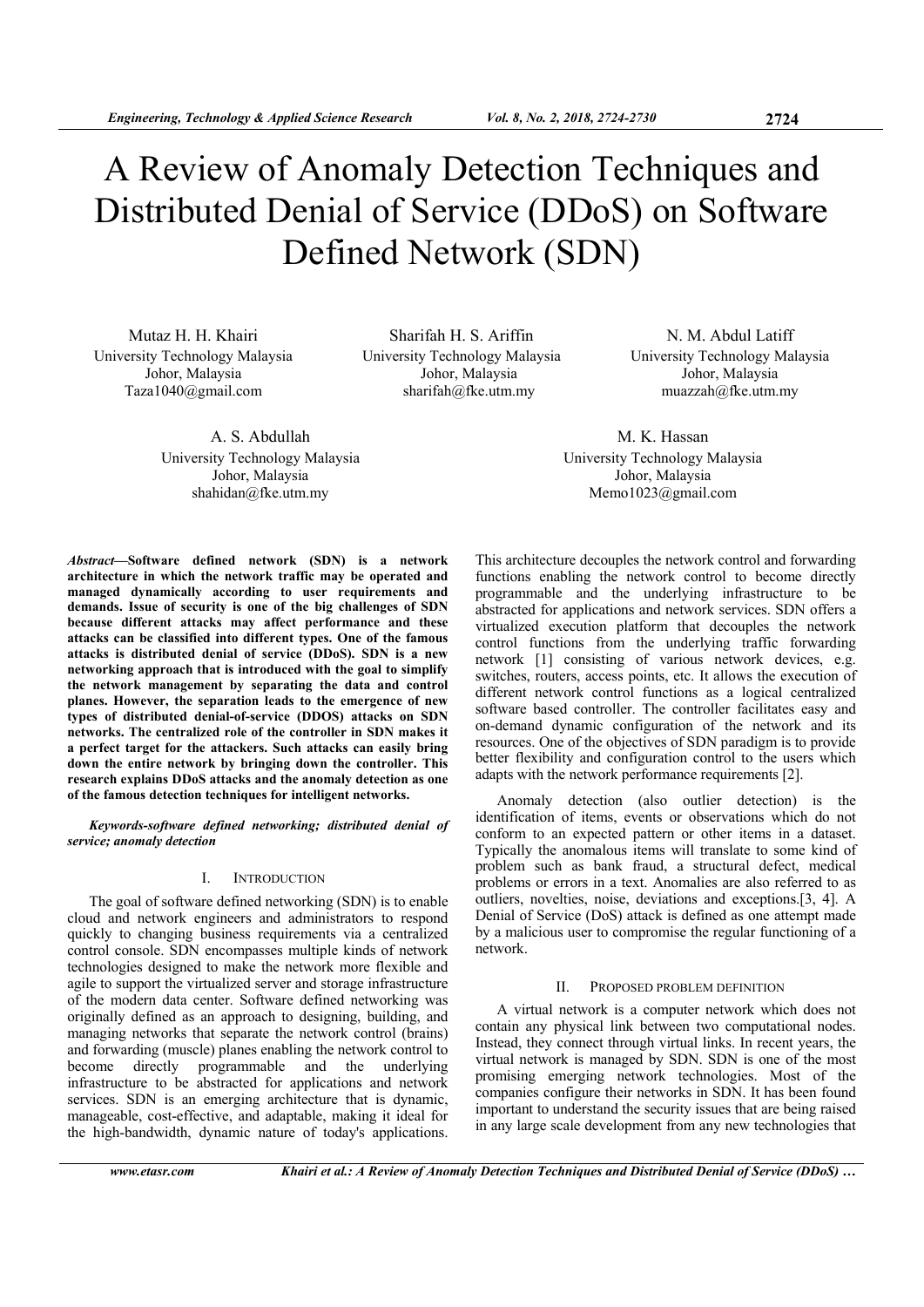# A Review of Anomaly Detection Techniques and Distributed Denial of Service (DDoS) on Software Defined Network (SDN)

Mutaz H. H. Khairi
University Technology Malaysia
Johor, Malaysia
Taza1040@gmail.com

Sharifah H. S. Ariffin
University Technology Malaysia
Johor, Malaysia
sharifah@fke.utm.my

N. M. Abdul Latiff
University Technology Malaysia
Johor, Malaysia
muazzah@fke.utm.my

A. S. Abdullah
University Technology Malaysia
Johor, Malaysia
shahidan@fke.utm.my

M. K. Hassan
University Technology Malaysia
Johor, Malaysia
Memo1023@gmail.com

***Abstract*—Software defined network (SDN) is a network architecture in which the network traffic may be operated and managed dynamically according to user requirements and demands. Issue of security is one of the big challenges of SDN because different attacks may affect performance and these attacks can be classified into different types. One of the famous attacks is distributed denial of service (DDoS). SDN is a new networking approach that is introduced with the goal to simplify the network management by separating the data and control planes. However, the separation leads to the emergence of new types of distributed denial-of-service (DDOS) attacks on SDN networks. The centralized role of the controller in SDN makes it a perfect target for the attackers. Such attacks can easily bring down the entire network by bringing down the controller. This research explains DDoS attacks and the anomaly detection as one of the famous detection techniques for intelligent networks.**

***Keywords-software defined networking; distributed denial of service; anomaly detection***

## I. Introduction

The goal of software defined networking (SDN) is to enable cloud and network engineers and administrators to respond quickly to changing business requirements via a centralized control console. SDN encompasses multiple kinds of network technologies designed to make the network more flexible and agile to support the virtualized server and storage infrastructure of the modern data center. Software defined networking was originally defined as an approach to designing, building, and managing networks that separate the network control (brains) and forwarding (muscle) planes enabling the network control to become directly programmable and the underlying infrastructure to be abstracted for applications and network services. SDN is an emerging architecture that is dynamic, manageable, cost-effective, and adaptable, making it ideal for the high-bandwidth, dynamic nature of today's applications. This architecture decouples the network control and forwarding functions enabling the network control to become directly programmable and the underlying infrastructure to be abstracted for applications and network services. SDN offers a virtualized execution platform that decouples the network control functions from the underlying traffic forwarding network [1] consisting of various network devices, e.g. switches, routers, access points, etc. It allows the execution of different network control functions as a logical centralized software based controller. The controller facilitates easy and on-demand dynamic configuration of the network and its resources. One of the objectives of SDN paradigm is to provide better flexibility and configuration control to the users which adapts with the network performance requirements [2].

Anomaly detection (also outlier detection) is the identification of items, events or observations which do not conform to an expected pattern or other items in a dataset. Typically the anomalous items will translate to some kind of problem such as bank fraud, a structural defect, medical problems or errors in a text. Anomalies are also referred to as outliers, novelties, noise, deviations and exceptions.[3, 4]. A Denial of Service (DoS) attack is defined as one attempt made by a malicious user to compromise the regular functioning of a network.

## II. Proposed Problem Definition

A virtual network is a computer network which does not contain any physical link between two computational nodes. Instead, they connect through virtual links. In recent years, the virtual network is managed by SDN. SDN is one of the most promising emerging network technologies. Most of the companies configure their networks in SDN. It has been found important to understand the security issues that are being raised in any large scale development from any new technologies that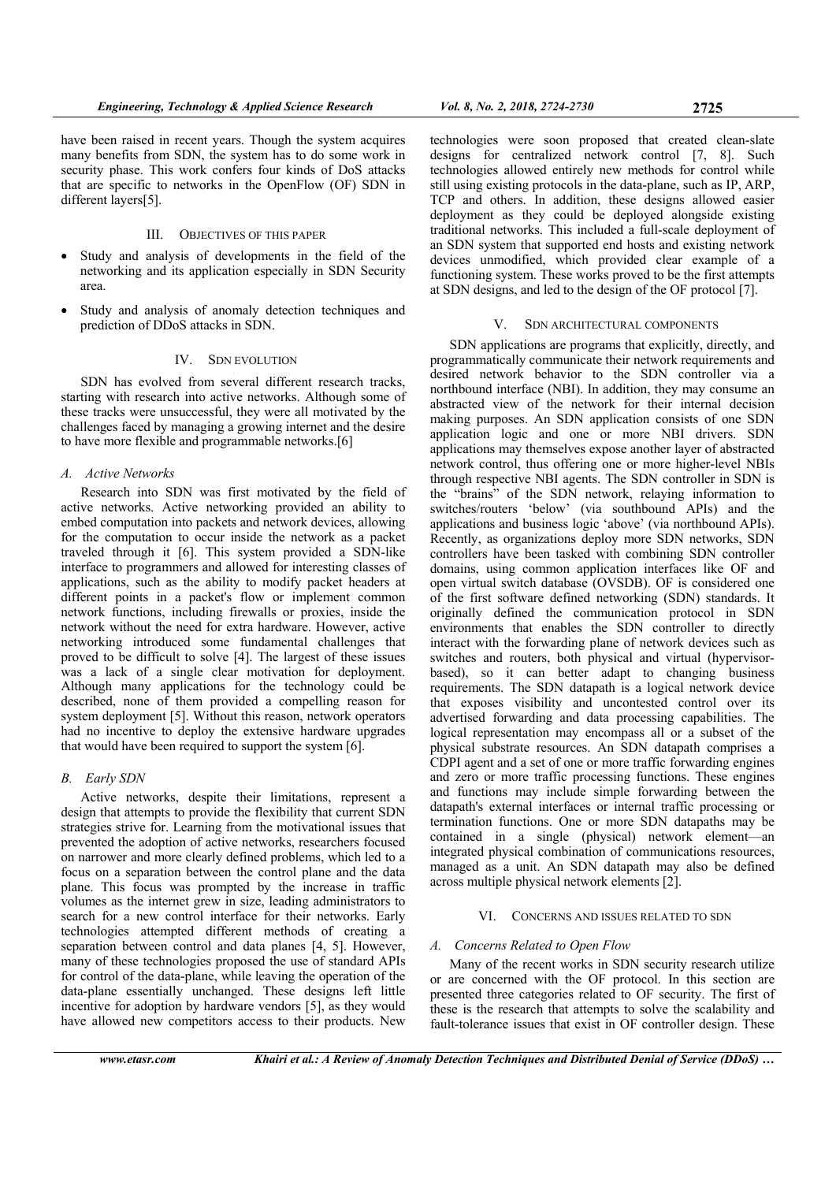have been raised in recent years. Though the system acquires many benefits from SDN, the system has to do some work in security phase. This work confers four kinds of DoS attacks that are specific to networks in the OpenFlow (OF) SDN in different layers[5].

## III. Objectives of this Paper

- Study and analysis of developments in the field of the networking and its application especially in SDN Security area.
- Study and analysis of anomaly detection techniques and prediction of DDoS attacks in SDN.

## IV. SDN Evolution

SDN has evolved from several different research tracks, starting with research into active networks. Although some of these tracks were unsuccessful, they were all motivated by the challenges faced by managing a growing internet and the desire to have more flexible and programmable networks.[6]

### *A. Active Networks*

Research into SDN was first motivated by the field of active networks. Active networking provided an ability to embed computation into packets and network devices, allowing for the computation to occur inside the network as a packet traveled through it [6]. This system provided a SDN-like interface to programmers and allowed for interesting classes of applications, such as the ability to modify packet headers at different points in a packet's flow or implement common network functions, including firewalls or proxies, inside the network without the need for extra hardware. However, active networking introduced some fundamental challenges that proved to be difficult to solve [4]. The largest of these issues was a lack of a single clear motivation for deployment. Although many applications for the technology could be described, none of them provided a compelling reason for system deployment [5]. Without this reason, network operators had no incentive to deploy the extensive hardware upgrades that would have been required to support the system [6].

### *B. Early SDN*

Active networks, despite their limitations, represent a design that attempts to provide the flexibility that current SDN strategies strive for. Learning from the motivational issues that prevented the adoption of active networks, researchers focused on narrower and more clearly defined problems, which led to a focus on a separation between the control plane and the data plane. This focus was prompted by the increase in traffic volumes as the internet grew in size, leading administrators to search for a new control interface for their networks. Early technologies attempted different methods of creating a separation between control and data planes [4, 5]. However, many of these technologies proposed the use of standard APIs for control of the data-plane, while leaving the operation of the data-plane essentially unchanged. These designs left little incentive for adoption by hardware vendors [5], as they would have allowed new competitors access to their products. New technologies were soon proposed that created clean-slate designs for centralized network control [7, 8]. Such technologies allowed entirely new methods for control while still using existing protocols in the data-plane, such as IP, ARP, TCP and others. In addition, these designs allowed easier deployment as they could be deployed alongside existing traditional networks. This included a full-scale deployment of an SDN system that supported end hosts and existing network devices unmodified, which provided clear example of a functioning system. These works proved to be the first attempts at SDN designs, and led to the design of the OF protocol [7].

## V. SDN Architectural Components

SDN applications are programs that explicitly, directly, and programmatically communicate their network requirements and desired network behavior to the SDN controller via a northbound interface (NBI). In addition, they may consume an abstracted view of the network for their internal decision making purposes. An SDN application consists of one SDN application logic and one or more NBI drivers. SDN applications may themselves expose another layer of abstracted network control, thus offering one or more higher-level NBIs through respective NBI agents. The SDN controller in SDN is the "brains" of the SDN network, relaying information to switches/routers 'below' (via southbound APIs) and the applications and business logic 'above' (via northbound APIs). Recently, as organizations deploy more SDN networks, SDN controllers have been tasked with combining SDN controller domains, using common application interfaces like OF and open virtual switch database (OVSDB). OF is considered one of the first software defined networking (SDN) standards. It originally defined the communication protocol in SDN environments that enables the SDN controller to directly interact with the forwarding plane of network devices such as switches and routers, both physical and virtual (hypervisor-based), so it can better adapt to changing business requirements. The SDN datapath is a logical network device that exposes visibility and uncontested control over its advertised forwarding and data processing capabilities. The logical representation may encompass all or a subset of the physical substrate resources. An SDN datapath comprises a CDPI agent and a set of one or more traffic forwarding engines and zero or more traffic processing functions. These engines and functions may include simple forwarding between the datapath's external interfaces or internal traffic processing or termination functions. One or more SDN datapaths may be contained in a single (physical) network element—an integrated physical combination of communications resources, managed as a unit. An SDN datapath may also be defined across multiple physical network elements [2].

## VI. Concerns and Issues Related to SDN

### *A. Concerns Related to Open Flow*

Many of the recent works in SDN security research utilize or are concerned with the OF protocol. In this section are presented three categories related to OF security. The first of these is the research that attempts to solve the scalability and fault-tolerance issues that exist in OF controller design. These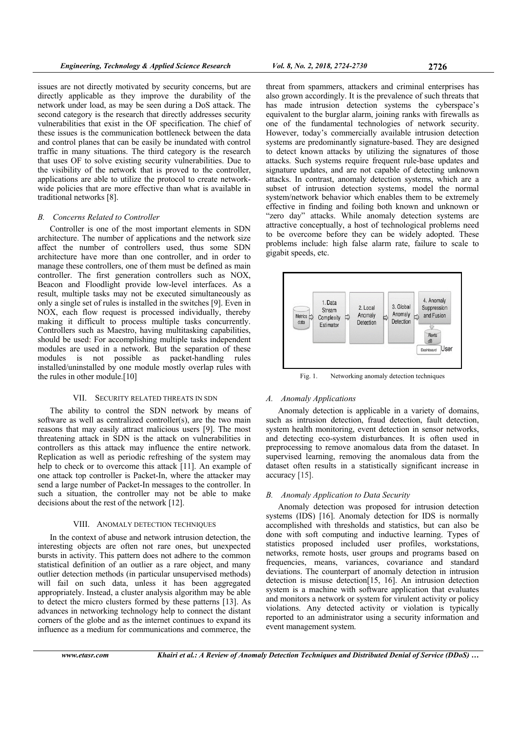issues are not directly motivated by security concerns, but are directly applicable as they improve the durability of the network under load, as may be seen during a DoS attack. The second category is the research that directly addresses security vulnerabilities that exist in the OF specification. The chief of these issues is the communication bottleneck between the data and control planes that can be easily be inundated with control traffic in many situations. The third category is the research that uses OF to solve existing security vulnerabilities. Due to the visibility of the network that is proved to the controller, applications are able to utilize the protocol to create network-wide policies that are more effective than what is available in traditional networks [8].

### *B. Concerns Related to Controller*

Controller is one of the most important elements in SDN architecture. The number of applications and the network size affect the number of controllers used, thus some SDN architecture have more than one controller, and in order to manage these controllers, one of them must be defined as main controller. The first generation controllers such as NOX, Beacon and Floodlight provide low-level interfaces. As a result, multiple tasks may not be executed simultaneously as only a single set of rules is installed in the switches [9]. Even in NOX, each flow request is processed individually, thereby making it difficult to process multiple tasks concurrently. Controllers such as Maestro, having multitasking capabilities, should be used: For accomplishing multiple tasks independent modules are used in a network. But the separation of these modules is not possible as packet-handling rules installed/uninstalled by one module mostly overlap rules with the rules in other module.[10]

## VII. SECURITY RELATED THREATS IN SDN

The ability to control the SDN network by means of software as well as centralized controller(s), are the two main reasons that may easily attract malicious users [9]. The most threatening attack in SDN is the attack on vulnerabilities in controllers as this attack may influence the entire network. Replication as well as periodic refreshing of the system may help to check or to overcome this attack [11]. An example of one attack top controller is Packet-In, where the attacker may send a large number of Packet-In messages to the controller. In such a situation, the controller may not be able to make decisions about the rest of the network [12].

## VIII. ANOMALY DETECTION TECHNIQUES

In the context of abuse and network intrusion detection, the interesting objects are often not rare ones, but unexpected bursts in activity. This pattern does not adhere to the common statistical definition of an outlier as a rare object, and many outlier detection methods (in particular unsupervised methods) will fail on such data, unless it has been aggregated appropriately. Instead, a cluster analysis algorithm may be able to detect the micro clusters formed by these patterns [13]. As advances in networking technology help to connect the distant corners of the globe and as the internet continues to expand its influence as a medium for communications and commerce, the threat from spammers, attackers and criminal enterprises has also grown accordingly. It is the prevalence of such threats that has made intrusion detection systems the cyberspace's equivalent to the burglar alarm, joining ranks with firewalls as one of the fundamental technologies of network security. However, today's commercially available intrusion detection systems are predominantly signature-based. They are designed to detect known attacks by utilizing the signatures of those attacks. Such systems require frequent rule-base updates and signature updates, and are not capable of detecting unknown attacks. In contrast, anomaly detection systems, which are a subset of intrusion detection systems, model the normal system/network behavior which enables them to be extremely effective in finding and foiling both known and unknown or "zero day" attacks. While anomaly detection systems are attractive conceptually, a host of technological problems need to be overcome before they can be widely adopted. These problems include: high false alarm rate, failure to scale to gigabit speeds, etc.

Fig. 1. Networking anomaly detection techniques

### *A. Anomaly Applications*

Anomaly detection is applicable in a variety of domains, such as intrusion detection, fraud detection, fault detection, system health monitoring, event detection in sensor networks, and detecting eco-system disturbances. It is often used in preprocessing to remove anomalous data from the dataset. In supervised learning, removing the anomalous data from the dataset often results in a statistically significant increase in accuracy [15].

### *B. Anomaly Application to Data Security*

Anomaly detection was proposed for intrusion detection systems (IDS) [16]. Anomaly detection for IDS is normally accomplished with thresholds and statistics, but can also be done with soft computing and inductive learning. Types of statistics proposed included user profiles, workstations, networks, remote hosts, user groups and programs based on frequencies, means, variances, covariance and standard deviations. The counterpart of anomaly detection in intrusion detection is misuse detection[15, 16]. An intrusion detection system is a machine with software application that evaluates and monitors a network or system for virulent activity or policy violations. Any detected activity or violation is typically reported to an administrator using a security information and event management system.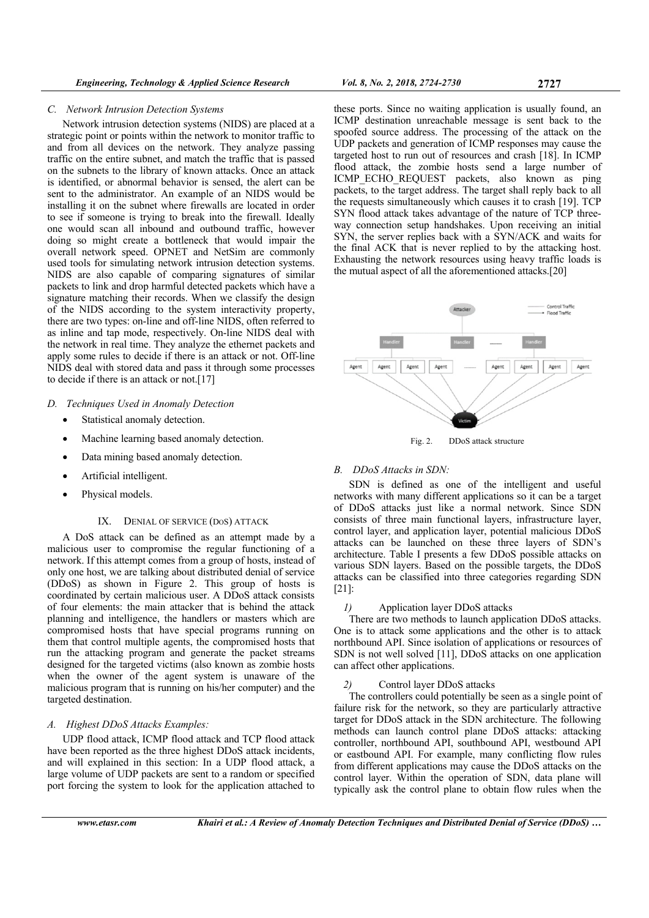### C. Network Intrusion Detection Systems

Network intrusion detection systems (NIDS) are placed at a strategic point or points within the network to monitor traffic to and from all devices on the network. They analyze passing traffic on the entire subnet, and match the traffic that is passed on the subnets to the library of known attacks. Once an attack is identified, or abnormal behavior is sensed, the alert can be sent to the administrator. An example of an NIDS would be installing it on the subnet where firewalls are located in order to see if someone is trying to break into the firewall. Ideally one would scan all inbound and outbound traffic, however doing so might create a bottleneck that would impair the overall network speed. OPNET and NetSim are commonly used tools for simulating network intrusion detection systems. NIDS are also capable of comparing signatures of similar packets to link and drop harmful detected packets which have a signature matching their records. When we classify the design of the NIDS according to the system interactivity property, there are two types: on-line and off-line NIDS, often referred to as inline and tap mode, respectively. On-line NIDS deal with the network in real time. They analyze the ethernet packets and apply some rules to decide if there is an attack or not. Off-line NIDS deal with stored data and pass it through some processes to decide if there is an attack or not.[17]

### D. Techniques Used in Anomaly Detection

- Statistical anomaly detection.
- Machine learning based anomaly detection.
- Data mining based anomaly detection.
- Artificial intelligent.
- Physical models.

## IX. DENIAL OF SERVICE (DOS) ATTACK

A DoS attack can be defined as an attempt made by a malicious user to compromise the regular functioning of a network. If this attempt comes from a group of hosts, instead of only one host, we are talking about distributed denial of service (DDoS) as shown in Figure 2. This group of hosts is coordinated by certain malicious user. A DDoS attack consists of four elements: the main attacker that is behind the attack planning and intelligence, the handlers or masters which are compromised hosts that have special programs running on them that control multiple agents, the compromised hosts that run the attacking program and generate the packet streams designed for the targeted victims (also known as zombie hosts when the owner of the agent system is unaware of the malicious program that is running on his/her computer) and the targeted destination.

### A. Highest DDoS Attacks Examples:

UDP flood attack, ICMP flood attack and TCP flood attack have been reported as the three highest DDoS attack incidents, and will explained in this section: In a UDP flood attack, a large volume of UDP packets are sent to a random or specified port forcing the system to look for the application attached to these ports. Since no waiting application is usually found, an ICMP destination unreachable message is sent back to the spoofed source address. The processing of the attack on the UDP packets and generation of ICMP responses may cause the targeted host to run out of resources and crash [18]. In ICMP flood attack, the zombie hosts send a large number of ICMP_ECHO_REQUEST packets, also known as ping packets, to the target address. The target shall reply back to all the requests simultaneously which causes it to crash [19]. TCP SYN flood attack takes advantage of the nature of TCP three-way connection setup handshakes. Upon receiving an initial SYN, the server replies back with a SYN/ACK and waits for the final ACK that is never replied to by the attacking host. Exhausting the network resources using heavy traffic loads is the mutual aspect of all the aforementioned attacks.[20]

Fig. 2. DDoS attack structure

### B. DDoS Attacks in SDN:

SDN is defined as one of the intelligent and useful networks with many different applications so it can be a target of DDoS attacks just like a normal network. Since SDN consists of three main functional layers, infrastructure layer, control layer, and application layer, potential malicious DDoS attacks can be launched on these three layers of SDN's architecture. Table I presents a few DDoS possible attacks on various SDN layers. Based on the possible targets, the DDoS attacks can be classified into three categories regarding SDN [21]:

*1)* Application layer DDoS attacks

There are two methods to launch application DDoS attacks. One is to attack some applications and the other is to attack northbound API. Since isolation of applications or resources of SDN is not well solved [11], DDoS attacks on one application can affect other applications.

*2)* Control layer DDoS attacks

The controllers could potentially be seen as a single point of failure risk for the network, so they are particularly attractive target for DDoS attack in the SDN architecture. The following methods can launch control plane DDoS attacks: attacking controller, northbound API, southbound API, westbound API or eastbound API. For example, many conflicting flow rules from different applications may cause the DDoS attacks on the control layer. Within the operation of SDN, data plane will typically ask the control plane to obtain flow rules when the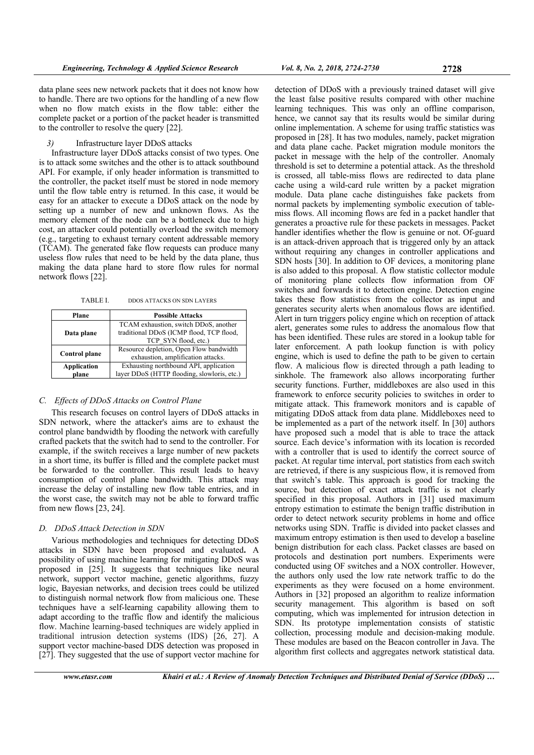data plane sees new network packets that it does not know how to handle. There are two options for the handling of a new flow when no flow match exists in the flow table: either the complete packet or a portion of the packet header is transmitted to the controller to resolve the query [22].

#### 3) Infrastructure layer DDoS attacks

Infrastructure layer DDoS attacks consist of two types. One is to attack some switches and the other is to attack southbound API. For example, if only header information is transmitted to the controller, the packet itself must be stored in node memory until the flow table entry is returned. In this case, it would be easy for an attacker to execute a DDoS attack on the node by setting up a number of new and unknown flows. As the memory element of the node can be a bottleneck due to high cost, an attacker could potentially overload the switch memory (e.g., targeting to exhaust ternary content addressable memory (TCAM). The generated fake flow requests can produce many useless flow rules that need to be held by the data plane, thus making the data plane hard to store flow rules for normal network flows [22].

TABLE I. DDOS ATTACKS ON SDN LAYERS

| Plane | Possible Attacks |
| --- | --- |
| **Data plane** | TCAM exhaustion, switch DDoS, another traditional DDoS (ICMP flood, TCP flood, TCP_SYN flood, etc.) |
| **Control plane** | Resource depletion, Open Flow bandwidth exhaustion, amplification attacks. |
| **Application plane** | Exhausting northbound API, application layer DDoS (HTTP flooding, slowloris, etc.) |

### C. Effects of DDoS Attacks on Control Plane

This research focuses on control layers of DDoS attacks in SDN network, where the attacker's aims are to exhaust the control plane bandwidth by flooding the network with carefully crafted packets that the switch had to send to the controller. For example, if the switch receives a large number of new packets in a short time, its buffer is filled and the complete packet must be forwarded to the controller. This result leads to heavy consumption of control plane bandwidth. This attack may increase the delay of installing new flow table entries, and in the worst case, the switch may not be able to forward traffic from new flows [23, 24].

### D. DDoS Attack Detection in SDN

Various methodologies and techniques for detecting DDoS attacks in SDN have been proposed and evaluated**.** A possibility of using machine learning for mitigating DDoS was proposed in [25]. It suggests that techniques like neural network, support vector machine, genetic algorithms, fuzzy logic, Bayesian networks, and decision trees could be utilized to distinguish normal network flow from malicious one. These techniques have a self-learning capability allowing them to adapt according to the traffic flow and identify the malicious flow. Machine learning-based techniques are widely applied in traditional intrusion detection systems (IDS) [26, 27]. A support vector machine-based DDS detection was proposed in [27]. They suggested that the use of support vector machine for detection of DDoS with a previously trained dataset will give the least false positive results compared with other machine learning techniques. This was only an offline comparison, hence, we cannot say that its results would be similar during online implementation. A scheme for using traffic statistics was proposed in [28]. It has two modules, namely, packet migration and data plane cache. Packet migration module monitors the packet in message with the help of the controller. Anomaly threshold is set to determine a potential attack. As the threshold is crossed, all table-miss flows are redirected to data plane cache using a wild-card rule written by a packet migration module. Data plane cache distinguishes fake packets from normal packets by implementing symbolic execution of table-miss flows. All incoming flows are fed in a packet handler that generates a proactive rule for these packets in messages. Packet handler identifies whether the flow is genuine or not. Of-guard is an attack-driven approach that is triggered only by an attack without requiring any changes in controller applications and SDN hosts [30]. In addition to OF devices, a monitoring plane is also added to this proposal. A flow statistic collector module of monitoring plane collects flow information from OF switches and forwards it to detection engine. Detection engine takes these flow statistics from the collector as input and generates security alerts when anomalous flows are identified. Alert in turn triggers policy engine which on reception of attack alert, generates some rules to address the anomalous flow that has been identified. These rules are stored in a lookup table for later enforcement. A path lookup function is with policy engine, which is used to define the path to be given to certain flow. A malicious flow is directed through a path leading to sinkhole. The framework also allows incorporating further security functions. Further, middleboxes are also used in this framework to enforce security policies to switches in order to mitigate attack. This framework monitors and is capable of mitigating DDoS attack from data plane. Middleboxes need to be implemented as a part of the network itself. In [30] authors have proposed such a model that is able to trace the attack source. Each device's information with its location is recorded with a controller that is used to identify the correct source of packet. At regular time interval, port statistics from each switch are retrieved, if there is any suspicious flow, it is removed from that switch's table. This approach is good for tracking the source, but detection of exact attack traffic is not clearly specified in this proposal. Authors in [31] used maximum entropy estimation to estimate the benign traffic distribution in order to detect network security problems in home and office networks using SDN. Traffic is divided into packet classes and maximum entropy estimation is then used to develop a baseline benign distribution for each class. Packet classes are based on protocols and destination port numbers. Experiments were conducted using OF switches and a NOX controller. However, the authors only used the low rate network traffic to do the experiments as they were focused on a home environment. Authors in [32] proposed an algorithm to realize information security management. This algorithm is based on soft computing, which was implemented for intrusion detection in SDN. Its prototype implementation consists of statistic collection, processing module and decision-making module. These modules are based on the Beacon controller in Java. The algorithm first collects and aggregates network statistical data.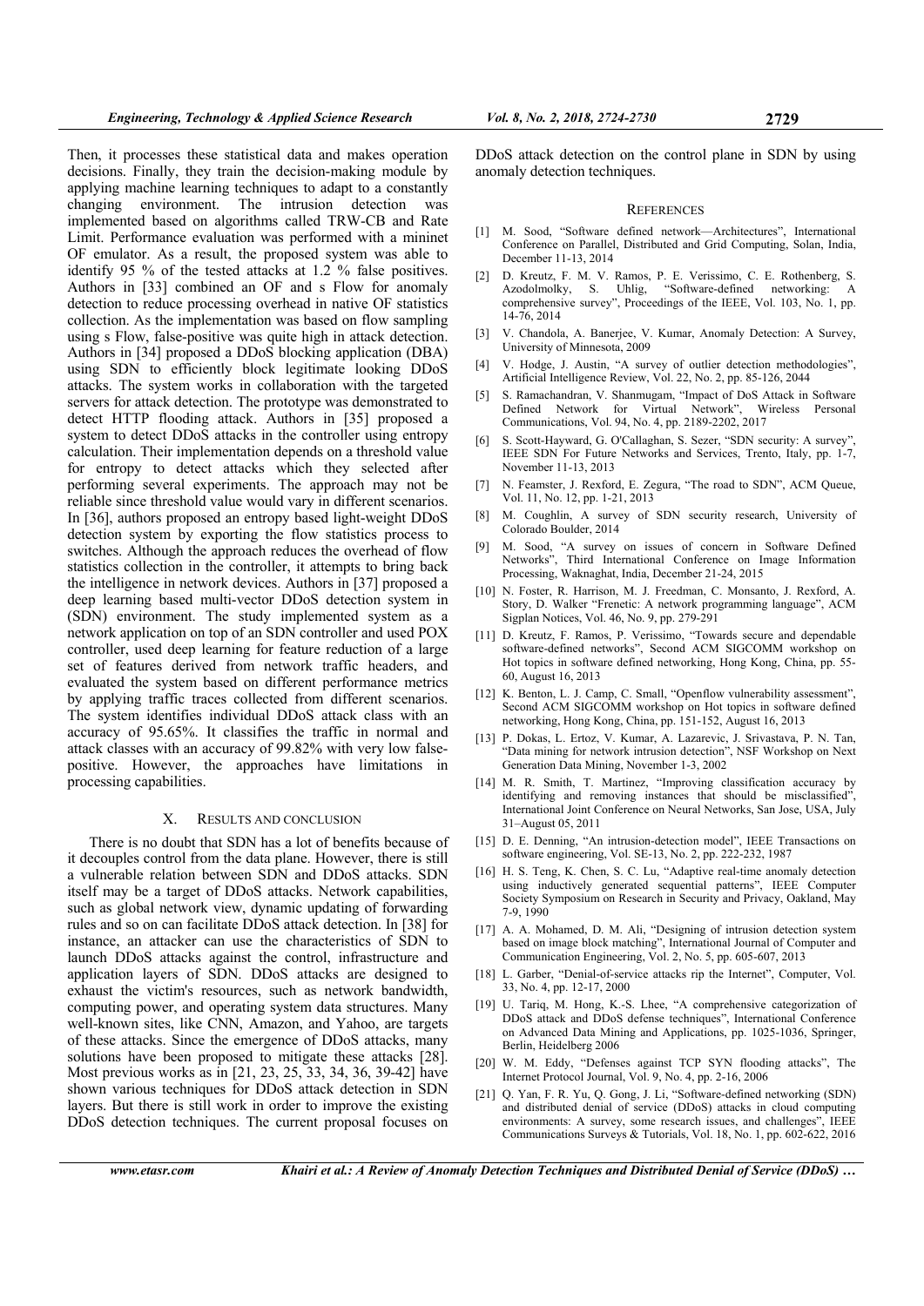Then, it processes these statistical data and makes operation decisions. Finally, they train the decision-making module by applying machine learning techniques to adapt to a constantly changing environment. The intrusion detection was implemented based on algorithms called TRW-CB and Rate Limit. Performance evaluation was performed with a mininet OF emulator. As a result, the proposed system was able to identify 95 % of the tested attacks at 1.2 % false positives. Authors in [33] combined an OF and s Flow for anomaly detection to reduce processing overhead in native OF statistics collection. As the implementation was based on flow sampling using s Flow, false-positive was quite high in attack detection. Authors in [34] proposed a DDoS blocking application (DBA) using SDN to efficiently block legitimate looking DDoS attacks. The system works in collaboration with the targeted servers for attack detection. The prototype was demonstrated to detect HTTP flooding attack. Authors in [35] proposed a system to detect DDoS attacks in the controller using entropy calculation. Their implementation depends on a threshold value for entropy to detect attacks which they selected after performing several experiments. The approach may not be reliable since threshold value would vary in different scenarios. In [36], authors proposed an entropy based light-weight DDoS detection system by exporting the flow statistics process to switches. Although the approach reduces the overhead of flow statistics collection in the controller, it attempts to bring back the intelligence in network devices. Authors in [37] proposed a deep learning based multi-vector DDoS detection system in (SDN) environment. The study implemented system as a network application on top of an SDN controller and used POX controller, used deep learning for feature reduction of a large set of features derived from network traffic headers, and evaluated the system based on different performance metrics by applying traffic traces collected from different scenarios. The system identifies individual DDoS attack class with an accuracy of 95.65%. It classifies the traffic in normal and attack classes with an accuracy of 99.82% with very low false-positive. However, the approaches have limitations in processing capabilities.

## X. Results and Conclusion

There is no doubt that SDN has a lot of benefits because of it decouples control from the data plane. However, there is still a vulnerable relation between SDN and DDoS attacks. SDN itself may be a target of DDoS attacks. Network capabilities, such as global network view, dynamic updating of forwarding rules and so on can facilitate DDoS attack detection. In [38] for instance, an attacker can use the characteristics of SDN to launch DDoS attacks against the control, infrastructure and application layers of SDN. DDoS attacks are designed to exhaust the victim's resources, such as network bandwidth, computing power, and operating system data structures. Many well-known sites, like CNN, Amazon, and Yahoo, are targets of these attacks. Since the emergence of DDoS attacks, many solutions have been proposed to mitigate these attacks [28]. Most previous works as in [21, 23, 25, 33, 34, 36, 39-42] have shown various techniques for DDoS attack detection in SDN layers. But there is still work in order to improve the existing DDoS detection techniques. The current proposal focuses on DDoS attack detection on the control plane in SDN by using anomaly detection techniques.

## References

[1] M. Sood, "Software defined network—Architectures", International Conference on Parallel, Distributed and Grid Computing, Solan, India, December 11-13, 2014

[2] D. Kreutz, F. M. V. Ramos, P. E. Verissimo, C. E. Rothenberg, S. Azodolmolky, S. Uhlig, "Software-defined networking: A comprehensive survey", Proceedings of the IEEE, Vol. 103, No. 1, pp. 14-76, 2014

[3] V. Chandola, A. Banerjee, V. Kumar, Anomaly Detection: A Survey, University of Minnesota, 2009

[4] V. Hodge, J. Austin, "A survey of outlier detection methodologies", Artificial Intelligence Review, Vol. 22, No. 2, pp. 85-126, 2044

[5] S. Ramachandran, V. Shanmugam, "Impact of DoS Attack in Software Defined Network for Virtual Network", Wireless Personal Communications, Vol. 94, No. 4, pp. 2189-2202, 2017

[6] S. Scott-Hayward, G. O'Callaghan, S. Sezer, "SDN security: A survey", IEEE SDN For Future Networks and Services, Trento, Italy, pp. 1-7, November 11-13, 2013

[7] N. Feamster, J. Rexford, E. Zegura, "The road to SDN", ACM Queue, Vol. 11, No. 12, pp. 1-21, 2013

[8] M. Coughlin, A survey of SDN security research, University of Colorado Boulder, 2014

[9] M. Sood, "A survey on issues of concern in Software Defined Networks", Third International Conference on Image Information Processing, Waknaghat, India, December 21-24, 2015

[10] N. Foster, R. Harrison, M. J. Freedman, C. Monsanto, J. Rexford, A. Story, D. Walker "Frenetic: A network programming language", ACM Sigplan Notices, Vol. 46, No. 9, pp. 279-291

[11] D. Kreutz, F. Ramos, P. Verissimo, "Towards secure and dependable software-defined networks", Second ACM SIGCOMM workshop on Hot topics in software defined networking, Hong Kong, China, pp. 55-60, August 16, 2013

[12] K. Benton, L. J. Camp, C. Small, "Openflow vulnerability assessment", Second ACM SIGCOMM workshop on Hot topics in software defined networking, Hong Kong, China, pp. 151-152, August 16, 2013

[13] P. Dokas, L. Ertoz, V. Kumar, A. Lazarevic, J. Srivastava, P. N. Tan, "Data mining for network intrusion detection", NSF Workshop on Next Generation Data Mining, November 1-3, 2002

[14] M. R. Smith, T. Martinez, "Improving classification accuracy by identifying and removing instances that should be misclassified", International Joint Conference on Neural Networks, San Jose, USA, July 31–August 05, 2011

[15] D. E. Denning, "An intrusion-detection model", IEEE Transactions on software engineering, Vol. SE-13, No. 2, pp. 222-232, 1987

[16] H. S. Teng, K. Chen, S. C. Lu, "Adaptive real-time anomaly detection using inductively generated sequential patterns", IEEE Computer Society Symposium on Research in Security and Privacy, Oakland, May 7-9, 1990

[17] A. A. Mohamed, D. M. Ali, "Designing of intrusion detection system based on image block matching", International Journal of Computer and Communication Engineering, Vol. 2, No. 5, pp. 605-607, 2013

[18] L. Garber, "Denial-of-service attacks rip the Internet", Computer, Vol. 33, No. 4, pp. 12-17, 2000

[19] U. Tariq, M. Hong, K.-S. Lhee, "A comprehensive categorization of DDoS attack and DDoS defense techniques", International Conference on Advanced Data Mining and Applications, pp. 1025-1036, Springer, Berlin, Heidelberg 2006

[20] W. M. Eddy, "Defenses against TCP SYN flooding attacks", The Internet Protocol Journal, Vol. 9, No. 4, pp. 2-16, 2006

[21] Q. Yan, F. R. Yu, Q. Gong, J. Li, "Software-defined networking (SDN) and distributed denial of service (DDoS) attacks in cloud computing environments: A survey, some research issues, and challenges", IEEE Communications Surveys & Tutorials, Vol. 18, No. 1, pp. 602-622, 2016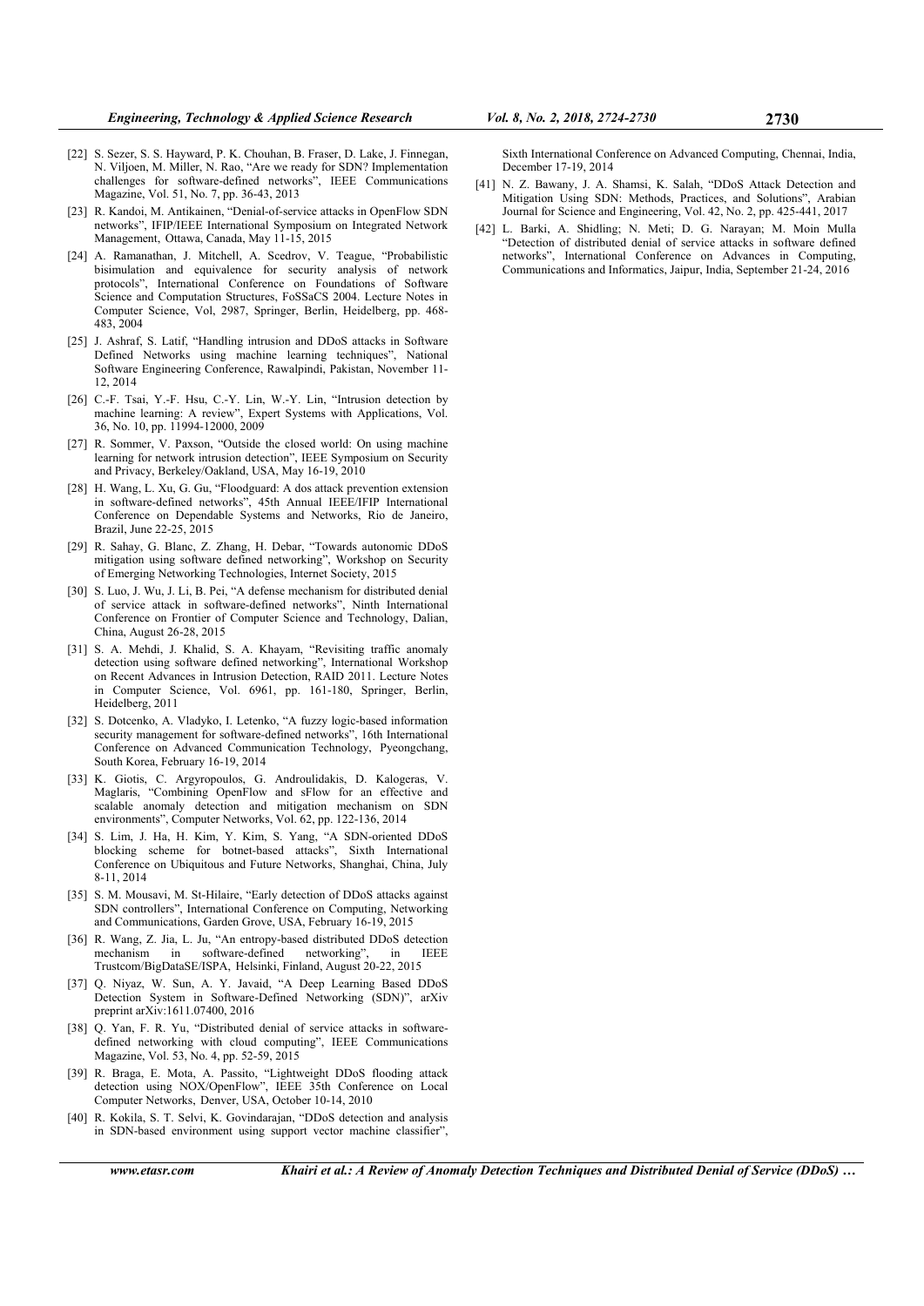[22] S. Sezer, S. S. Hayward, P. K. Chouhan, B. Fraser, D. Lake, J. Finnegan, N. Viljoen, M. Miller, N. Rao, "Are we ready for SDN? Implementation challenges for software-defined networks", IEEE Communications Magazine, Vol. 51, No. 7, pp. 36-43, 2013

[23] R. Kandoi, M. Antikainen, "Denial-of-service attacks in OpenFlow SDN networks", IFIP/IEEE International Symposium on Integrated Network Management, Ottawa, Canada, May 11-15, 2015

[24] A. Ramanathan, J. Mitchell, A. Scedrov, V. Teague, "Probabilistic bisimulation and equivalence for security analysis of network protocols", International Conference on Foundations of Software Science and Computation Structures, FoSSaCS 2004. Lecture Notes in Computer Science, Vol, 2987, Springer, Berlin, Heidelberg, pp. 468-483, 2004

[25] J. Ashraf, S. Latif, "Handling intrusion and DDoS attacks in Software Defined Networks using machine learning techniques", National Software Engineering Conference, Rawalpindi, Pakistan, November 11-12, 2014

[26] C.-F. Tsai, Y.-F. Hsu, C.-Y. Lin, W.-Y. Lin, "Intrusion detection by machine learning: A review", Expert Systems with Applications, Vol. 36, No. 10, pp. 11994-12000, 2009

[27] R. Sommer, V. Paxson, "Outside the closed world: On using machine learning for network intrusion detection", IEEE Symposium on Security and Privacy, Berkeley/Oakland, USA, May 16-19, 2010

[28] H. Wang, L. Xu, G. Gu, "Floodguard: A dos attack prevention extension in software-defined networks", 45th Annual IEEE/IFIP International Conference on Dependable Systems and Networks, Rio de Janeiro, Brazil, June 22-25, 2015

[29] R. Sahay, G. Blanc, Z. Zhang, H. Debar, "Towards autonomic DDoS mitigation using software defined networking", Workshop on Security of Emerging Networking Technologies, Internet Society, 2015

[30] S. Luo, J. Wu, J. Li, B. Pei, "A defense mechanism for distributed denial of service attack in software-defined networks", Ninth International Conference on Frontier of Computer Science and Technology, Dalian, China, August 26-28, 2015

[31] S. A. Mehdi, J. Khalid, S. A. Khayam, "Revisiting traffic anomaly detection using software defined networking", International Workshop on Recent Advances in Intrusion Detection, RAID 2011. Lecture Notes in Computer Science, Vol. 6961, pp. 161-180, Springer, Berlin, Heidelberg, 2011

[32] S. Dotcenko, A. Vladyko, I. Letenko, "A fuzzy logic-based information security management for software-defined networks", 16th International Conference on Advanced Communication Technology, Pyeongchang, South Korea, February 16-19, 2014

[33] K. Giotis, C. Argyropoulos, G. Androulidakis, D. Kalogeras, V. Maglaris, "Combining OpenFlow and sFlow for an effective and scalable anomaly detection and mitigation mechanism on SDN environments", Computer Networks, Vol. 62, pp. 122-136, 2014

[34] S. Lim, J. Ha, H. Kim, Y. Kim, S. Yang, "A SDN-oriented DDoS blocking scheme for botnet-based attacks", Sixth International Conference on Ubiquitous and Future Networks, Shanghai, China, July 8-11, 2014

[35] S. M. Mousavi, M. St-Hilaire, "Early detection of DDoS attacks against SDN controllers", International Conference on Computing, Networking and Communications, Garden Grove, USA, February 16-19, 2015

[36] R. Wang, Z. Jia, L. Ju, "An entropy-based distributed DDoS detection mechanism in software-defined networking", in IEEE Trustcom/BigDataSE/ISPA, Helsinki, Finland, August 20-22, 2015

[37] Q. Niyaz, W. Sun, A. Y. Javaid, "A Deep Learning Based DDoS Detection System in Software-Defined Networking (SDN)", arXiv preprint arXiv:1611.07400, 2016

[38] Q. Yan, F. R. Yu, "Distributed denial of service attacks in software-defined networking with cloud computing", IEEE Communications Magazine, Vol. 53, No. 4, pp. 52-59, 2015

[39] R. Braga, E. Mota, A. Passito, "Lightweight DDoS flooding attack detection using NOX/OpenFlow", IEEE 35th Conference on Local Computer Networks, Denver, USA, October 10-14, 2010

[40] R. Kokila, S. T. Selvi, K. Govindarajan, "DDoS detection and analysis in SDN-based environment using support vector machine classifier", Sixth International Conference on Advanced Computing, Chennai, India, December 17-19, 2014

[41] N. Z. Bawany, J. A. Shamsi, K. Salah, "DDoS Attack Detection and Mitigation Using SDN: Methods, Practices, and Solutions", Arabian Journal for Science and Engineering, Vol. 42, No. 2, pp. 425-441, 2017

[42] L. Barki, A. Shidling; N. Meti; D. G. Narayan; M. Moin Mulla "Detection of distributed denial of service attacks in software defined networks", International Conference on Advances in Computing, Communications and Informatics, Jaipur, India, September 21-24, 2016